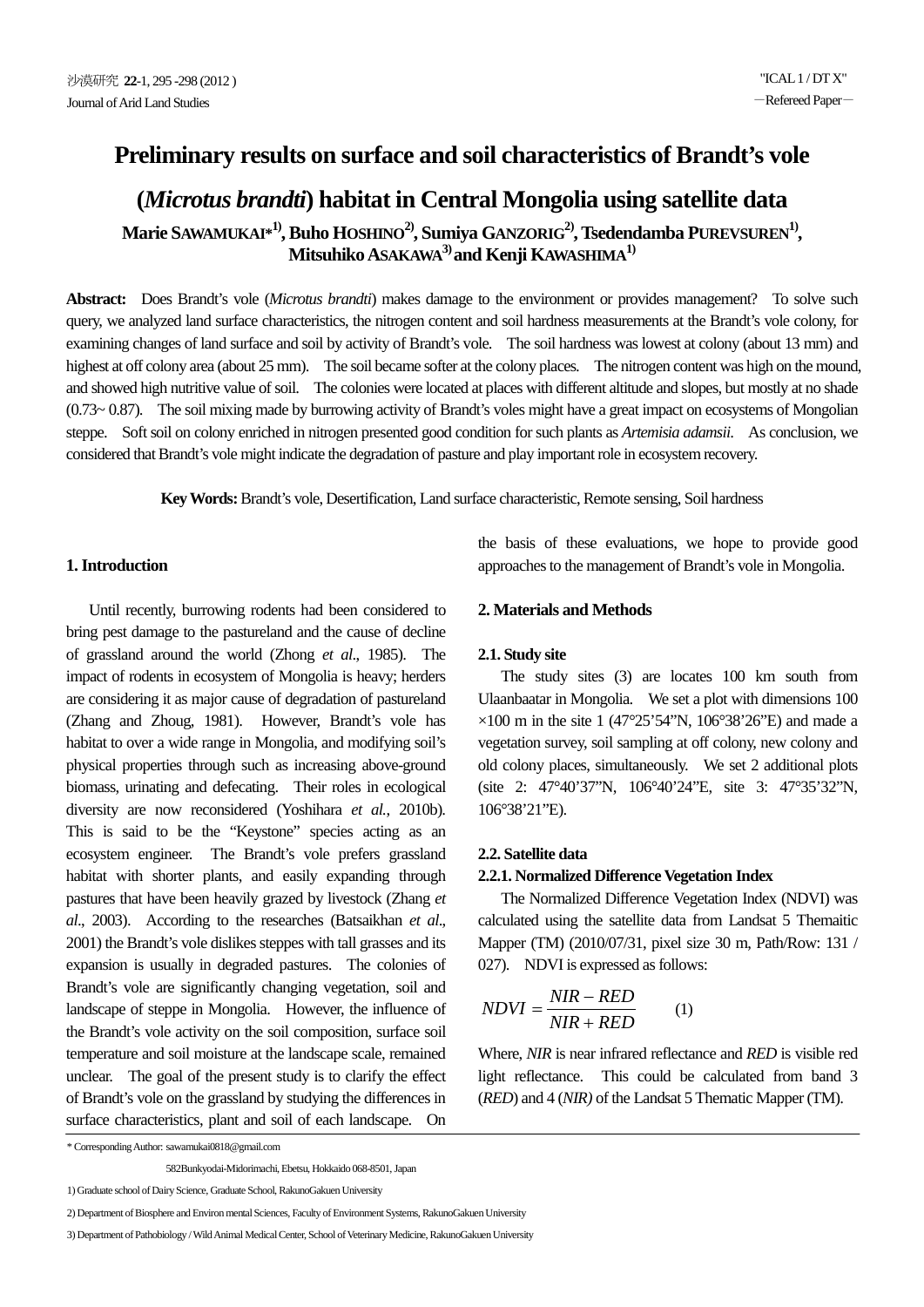# Preliminary results on surface and soil characteristics of Brandt's vole (*Microtus brandti*) habitat in Central Mongolia using satellite data

**Marie SAWAMUKAI*[1], Buho HOSHINO[2], Sumiya GANZORIG[2], Tsedendamba PUREVSUREN[1], Mitsuhiko ASAKAWA[3] and Kenji KAWASHIMA[1]**

**Abstract:** Does Brandt's vole (*Microtus brandti*) makes damage to the environment or provides management? To solve such query, we analyzed land surface characteristics, the nitrogen content and soil hardness measurements at the Brandt's vole colony, for examining changes of land surface and soil by activity of Brandt's vole. The soil hardness was lowest at colony (about 13 mm) and highest at off colony area (about 25 mm). The soil became softer at the colony places. The nitrogen content was high on the mound, and showed high nutritive value of soil. The colonies were located at places with different altitude and slopes, but mostly at no shade (0.73~ 0.87). The soil mixing made by burrowing activity of Brandt's voles might have a great impact on ecosystems of Mongolian steppe. Soft soil on colony enriched in nitrogen presented good condition for such plants as *Artemisia adamsii*. As conclusion, we considered that Brandt's vole might indicate the degradation of pasture and play important role in ecosystem recovery.

**Key Words:** Brandt's vole, Desertification, Land surface characteristic, Remote sensing, Soil hardness

## 1. Introduction

Until recently, burrowing rodents had been considered to bring pest damage to the pastureland and the cause of decline of grassland around the world (Zhong *et al*., 1985). The impact of rodents in ecosystem of Mongolia is heavy; herders are considering it as major cause of degradation of pastureland (Zhang and Zhoug, 1981). However, Brandt's vole has habitat to over a wide range in Mongolia, and modifying soil's physical properties through such as increasing above-ground biomass, urinating and defecating. Their roles in ecological diversity are now reconsidered (Yoshihara *et al*., 2010b). This is said to be the "Keystone" species acting as an ecosystem engineer. The Brandt's vole prefers grassland habitat with shorter plants, and easily expanding through pastures that have been heavily grazed by livestock (Zhang *et al*., 2003). According to the researches (Batsaikhan *et al*., 2001) the Brandt's vole dislikes steppes with tall grasses and its expansion is usually in degraded pastures. The colonies of Brandt's vole are significantly changing vegetation, soil and landscape of steppe in Mongolia. However, the influence of the Brandt's vole activity on the soil composition, surface soil temperature and soil moisture at the landscape scale, remained unclear. The goal of the present study is to clarify the effect of Brandt's vole on the grassland by studying the differences in surface characteristics, plant and soil of each landscape. On the basis of these evaluations, we hope to provide good approaches to the management of Brandt's vole in Mongolia.

## 2. Materials and Methods

### 2.1. Study site

The study sites (3) are locates 100 km south from Ulaanbaatar in Mongolia. We set a plot with dimensions 100 ×100 m in the site 1 (47°25'54"N, 106°38'26"E) and made a vegetation survey, soil sampling at off colony, new colony and old colony places, simultaneously. We set 2 additional plots (site 2: 47°40'37"N, 106°40'24"E, site 3: 47°35'32"N, 106°38'21"E).

### 2.2. Satellite data

#### 2.2.1. Normalized Difference Vegetation Index

The Normalized Difference Vegetation Index (NDVI) was calculated using the satellite data from Landsat 5 Themaitic Mapper (TM) (2010/07/31, pixel size 30 m, Path/Row: 131 / 027). NDVI is expressed as follows:

$$NDVI = \frac{NIR - RED}{NIR + RED} \qquad (1)$$

Where, *NIR* is near infrared reflectance and *RED* is visible red light reflectance. This could be calculated from band 3 (*RED*) and 4 (*NIR)* of the Landsat 5 Thematic Mapper (TM).

---

\* Corresponding Author: sawamukai0818@gmail.com

582Bunkyodai-Midorimachi, Ebetsu, Hokkaido 068-8501, Japan

1) Graduate school of Dairy Science, Graduate School, RakunoGakuen University

2) Department of Biosphere and Environ mental Sciences, Faculty of Environment Systems, RakunoGakuen University

3) Department of Pathobiology / Wild Animal Medical Center, School of Veterinary Medicine, RakunoGakuen University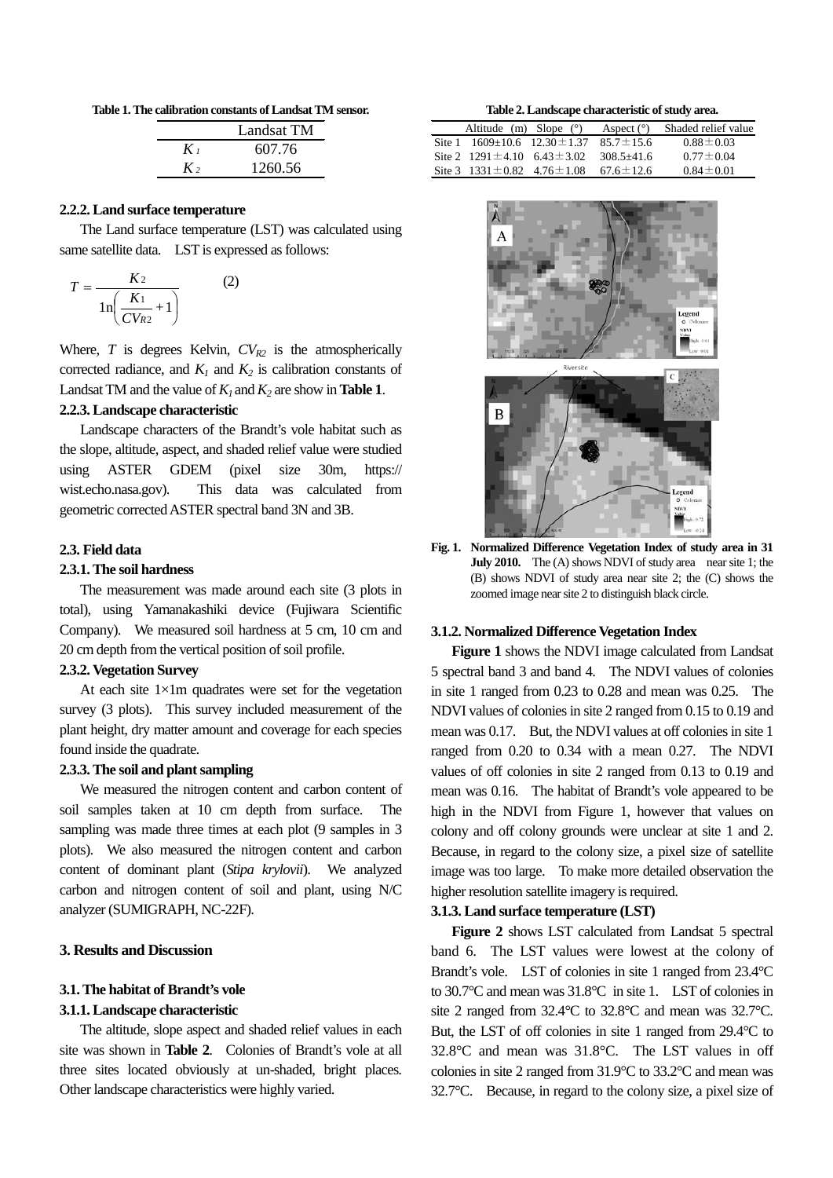**Table 1. The calibration constants of Landsat TM sensor.**

| | Landsat TM |
|---|---|
| $K_1$ | 607.76 |
| $K_2$ | 1260.56 |

### 2.2.2. Land surface temperature

The Land surface temperature (LST) was calculated using same satellite data. LST is expressed as follows:

$$T = \frac{K_2}{\ln\left(\frac{K_1}{CV_{R2}}+1\right)} \qquad (2)$$

Where, $T$ is degrees Kelvin, $CV_{R2}$ is the atmospherically corrected radiance, and $K_1$ and $K_2$ is calibration constants of Landsat TM and the value of $K_1$ and $K_2$ are show in **Table 1**.

### 2.2.3. Landscape characteristic

Landscape characters of the Brandt's vole habitat such as the slope, altitude, aspect, and shaded relief value were studied using ASTER GDEM (pixel size 30m, https:// wist.echo.nasa.gov). This data was calculated from geometric corrected ASTER spectral band 3N and 3B.

## 2.3. Field data

### 2.3.1. The soil hardness

The measurement was made around each site (3 plots in total), using Yamanakashiki device (Fujiwara Scientific Company). We measured soil hardness at 5 cm, 10 cm and 20 cm depth from the vertical position of soil profile.

### 2.3.2. Vegetation Survey

At each site 1×1m quadrates were set for the vegetation survey (3 plots). This survey included measurement of the plant height, dry matter amount and coverage for each species found inside the quadrate.

### 2.3.3. The soil and plant sampling

We measured the nitrogen content and carbon content of soil samples taken at 10 cm depth from surface. The sampling was made three times at each plot (9 samples in 3 plots). We also measured the nitrogen content and carbon content of dominant plant (*Stipa krylovii*). We analyzed carbon and nitrogen content of soil and plant, using N/C analyzer (SUMIGRAPH, NC-22F).

## 3. Results and Discussion

## 3.1. The habitat of Brandt's vole

### 3.1.1. Landscape characteristic

The altitude, slope aspect and shaded relief values in each site was shown in **Table 2**. Colonies of Brandt's vole at all three sites located obviously at un-shaded, bright places. Other landscape characteristics were highly varied.

**Table 2. Landscape characteristic of study area.**

| | Altitude (m) | Slope (°) | Aspect (°) | Shaded relief value |
|---|---|---|---|---|
| Site 1 | 1609±10.6 | 12.30±1.37 | 85.7±15.6 | 0.88±0.03 |
| Site 2 | 1291±4.10 | 6.43±3.02 | 308.5±41.6 | 0.77±0.04 |
| Site 3 | 1331±0.82 | 4.76±1.08 | 67.6±12.6 | 0.84±0.01 |

A

Legend
Colonies
NDVI
Value
High : 0.41
Low : 0.01

River site

C

B

Legend
Colonies
NDVI
Value
High : 0.72
Low : 0.24

**Fig. 1. Normalized Difference Vegetation Index of study area in 31 July 2010.** The (A) shows NDVI of study area near site 1; the (B) shows NDVI of study area near site 2; the (C) shows the zoomed image near site 2 to distinguish black circle.

### 3.1.2. Normalized Difference Vegetation Index

**Figure 1** shows the NDVI image calculated from Landsat 5 spectral band 3 and band 4. The NDVI values of colonies in site 1 ranged from 0.23 to 0.28 and mean was 0.25. The NDVI values of colonies in site 2 ranged from 0.15 to 0.19 and mean was 0.17. But, the NDVI values at off colonies in site 1 ranged from 0.20 to 0.34 with a mean 0.27. The NDVI values of off colonies in site 2 ranged from 0.13 to 0.19 and mean was 0.16. The habitat of Brandt's vole appeared to be high in the NDVI from Figure 1, however that values on colony and off colony grounds were unclear at site 1 and 2. Because, in regard to the colony size, a pixel size of satellite image was too large. To make more detailed observation the higher resolution satellite imagery is required.

### 3.1.3. Land surface temperature (LST)

**Figure 2** shows LST calculated from Landsat 5 spectral band 6. The LST values were lowest at the colony of Brandt's vole. LST of colonies in site 1 ranged from 23.4°C to 30.7°C and mean was 31.8°C in site 1. LST of colonies in site 2 ranged from 32.4°C to 32.8°C and mean was 32.7°C. But, the LST of off colonies in site 1 ranged from 29.4°C to 32.8°C and mean was 31.8°C. The LST values in off colonies in site 2 ranged from 31.9°C to 33.2°C and mean was 32.7°C. Because, in regard to the colony size, a pixel size of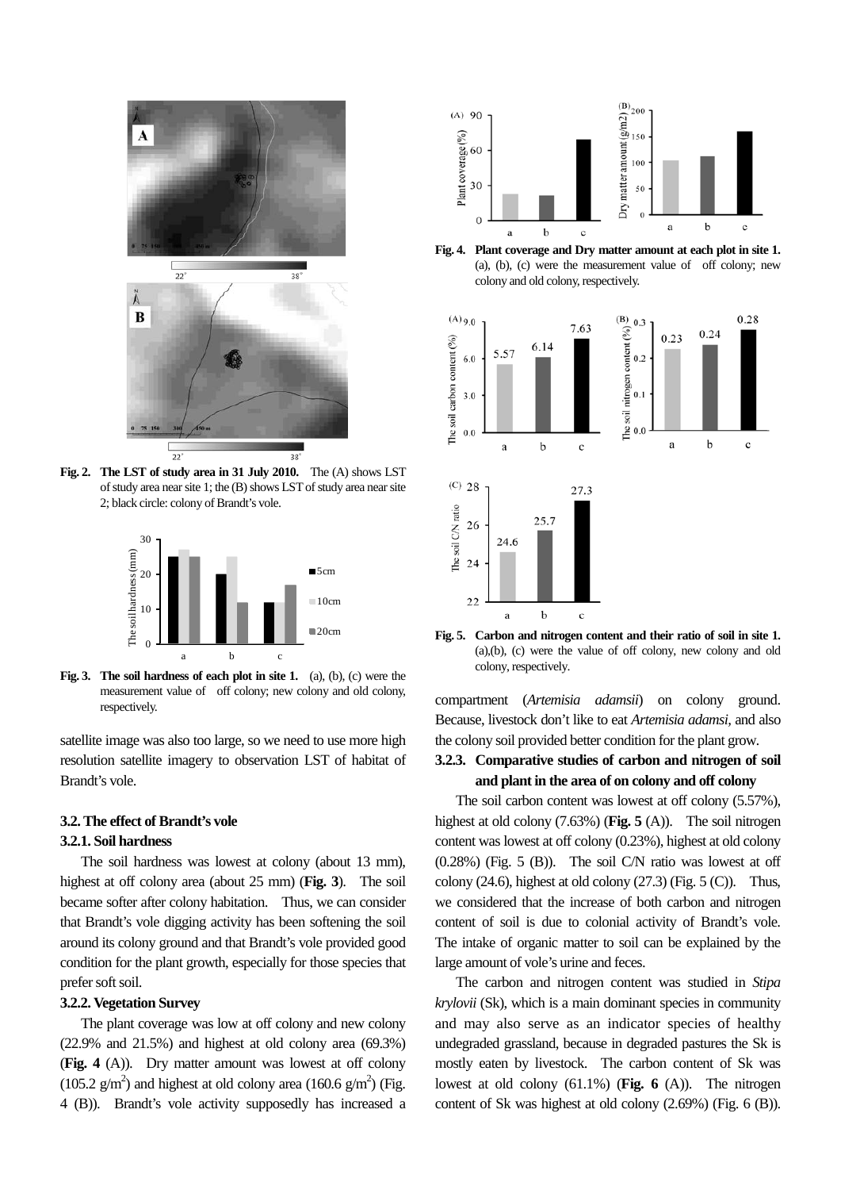Fig. 2. **The LST of study area in 31 July 2010.** The (A) shows LST of study area near site 1; the (B) shows LST of study area near site 2; black circle: colony of Brandt's vole.

**Fig. 3. The soil hardness of each plot in site 1.** (a), (b), (c) were the measurement value of off colony; new colony and old colony, respectively.

satellite image was also too large, so we need to use more high resolution satellite imagery to observation LST of habitat of Brandt's vole.

### 3.2. The effect of Brandt's vole

#### 3.2.1. Soil hardness

The soil hardness was lowest at colony (about 13 mm), highest at off colony area (about 25 mm) (**Fig. 3**). The soil became softer after colony habitation. Thus, we can consider that Brandt's vole digging activity has been softening the soil around its colony ground and that Brandt's vole provided good condition for the plant growth, especially for those species that prefer soft soil.

#### 3.2.2. Vegetation Survey

The plant coverage was low at off colony and new colony (22.9% and 21.5%) and highest at old colony area (69.3%) (**Fig. 4** (A)). Dry matter amount was lowest at off colony (105.2 $g/m^2$) and highest at old colony area (160.6 $g/m^2$) (Fig. 4 (B)). Brandt's vole activity supposedly has increased a compartment (*Artemisia adamsii*) on colony ground. Because, livestock don't like to eat *Artemisia adamsi*, and also the colony soil provided better condition for the plant grow.

**Fig. 4. Plant coverage and Dry matter amount at each plot in site 1.** (a), (b), (c) were the measurement value of off colony; new colony and old colony, respectively.

**Fig. 5. Carbon and nitrogen content and their ratio of soil in site 1.** (a),(b), (c) were the value of off colony, new colony and old colony, respectively.

#### 3.2.3. Comparative studies of carbon and nitrogen of soil and plant in the area of on colony and off colony

The soil carbon content was lowest at off colony (5.57%), highest at old colony (7.63%) (**Fig. 5** (A)). The soil nitrogen content was lowest at off colony (0.23%), highest at old colony (0.28%) (Fig. 5 (B)). The soil C/N ratio was lowest at off colony (24.6), highest at old colony (27.3) (Fig. 5 (C)). Thus, we considered that the increase of both carbon and nitrogen content of soil is due to colonial activity of Brandt's vole. The intake of organic matter to soil can be explained by the large amount of vole's urine and feces.

The carbon and nitrogen content was studied in *Stipa krylovii* (Sk), which is a main dominant species in community and may also serve as an indicator species of healthy undegraded grassland, because in degraded pastures the Sk is mostly eaten by livestock. The carbon content of Sk was lowest at old colony (61.1%) (**Fig. 6** (A)). The nitrogen content of Sk was highest at old colony (2.69%) (Fig. 6 (B)).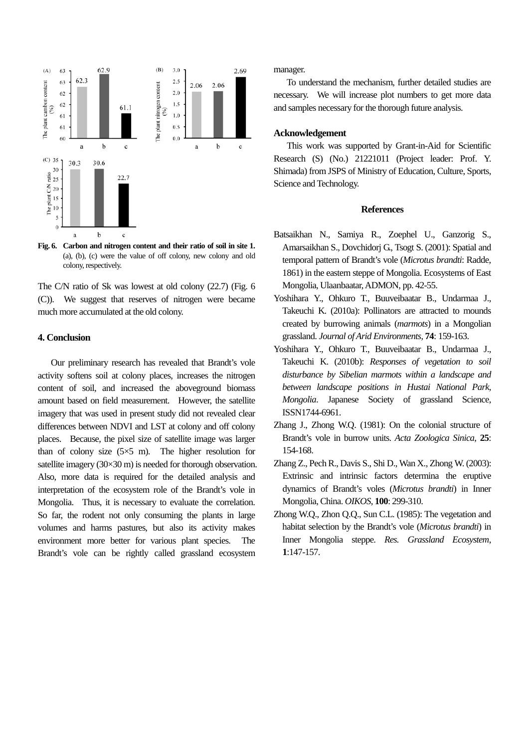(A)

The plant carbon content (%)

63 63 62 62 61 61 60

62.3 62.9 61.1

a b c

(B)

The plant nitrogen content (%)

3.0 2.5 2.0 1.5 1.0 0.5 0.0

2.06 2.06 2.69

a b c

(C)

The plant C/N ratio

35 30 25 20 15 10 5 0

30.3 30.6 22.7

a b c

**Fig. 6. Carbon and nitrogen content and their ratio of soil in site 1.** (a), (b), (c) were the value of off colony, new colony and old colony, respectively.

The C/N ratio of Sk was lowest at old colony (22.7) (Fig. 6 (C)). We suggest that reserves of nitrogen were became much more accumulated at the old colony.

## 4. Conclusion

Our preliminary research has revealed that Brandt's vole activity softens soil at colony places, increases the nitrogen content of soil, and increased the aboveground biomass amount based on field measurement. However, the satellite imagery that was used in present study did not revealed clear differences between NDVI and LST at colony and off colony places. Because, the pixel size of satellite image was larger than of colony size (5×5 m). The higher resolution for satellite imagery (30×30 m) is needed for thorough observation. Also, more data is required for the detailed analysis and interpretation of the ecosystem role of the Brandt's vole in Mongolia. Thus, it is necessary to evaluate the correlation. So far, the rodent not only consuming the plants in large volumes and harms pastures, but also its activity makes environment more better for various plant species. The Brandt's vole can be rightly called grassland ecosystem manager.

To understand the mechanism, further detailed studies are necessary. We will increase plot numbers to get more data and samples necessary for the thorough future analysis.

## Acknowledgement

This work was supported by Grant-in-Aid for Scientific Research (S) (No.) 21221011 (Project leader: Prof. Y. Shimada) from JSPS of Ministry of Education, Culture, Sports, Science and Technology.

## References

Batsaikhan N., Samiya R., Zoephel U., Ganzorig S., Amarsaikhan S., Dovchidorj G., Tsogt S. (2001): Spatial and temporal pattern of Brandt's vole (*Microtus brandti*: Radde, 1861) in the eastern steppe of Mongolia. Ecosystems of East Mongolia, Ulaanbaatar, ADMON, pp. 42-55.

Yoshihara Y., Ohkuro T., Buuveibaatar B., Undarmaa J., Takeuchi K. (2010a): Pollinators are attracted to mounds created by burrowing animals (*marmots*) in a Mongolian grassland. *Journal of Arid Environments*, **74**: 159-163.

Yoshihara Y., Ohkuro T., Buuveibaatar B., Undarmaa J., Takeuchi K. (2010b): *Responses of vegetation to soil disturbance by Sibelian marmots within a landscape and between landscape positions in Hustai National Park, Mongolia.* Japanese Society of grassland Science, ISSN1744-6961.

Zhang J., Zhong W.Q. (1981): On the colonial structure of Brandt's vole in burrow units. *Acta Zoologica Sinica*, **25**: 154-168.

Zhang Z., Pech R., Davis S., Shi D., Wan X., Zhong W. (2003): Extrinsic and intrinsic factors determina the eruptive dynamics of Brandt's voles (*Microtus brandti*) in Inner Mongolia, China. *OIKOS*, **100**: 299-310.

Zhong W.Q., Zhon Q.Q., Sun C.L. (1985): The vegetation and habitat selection by the Brandt's vole (*Microtus brandti*) in Inner Mongolia steppe. *Res. Grassland Ecosystem*, **1**:147-157.